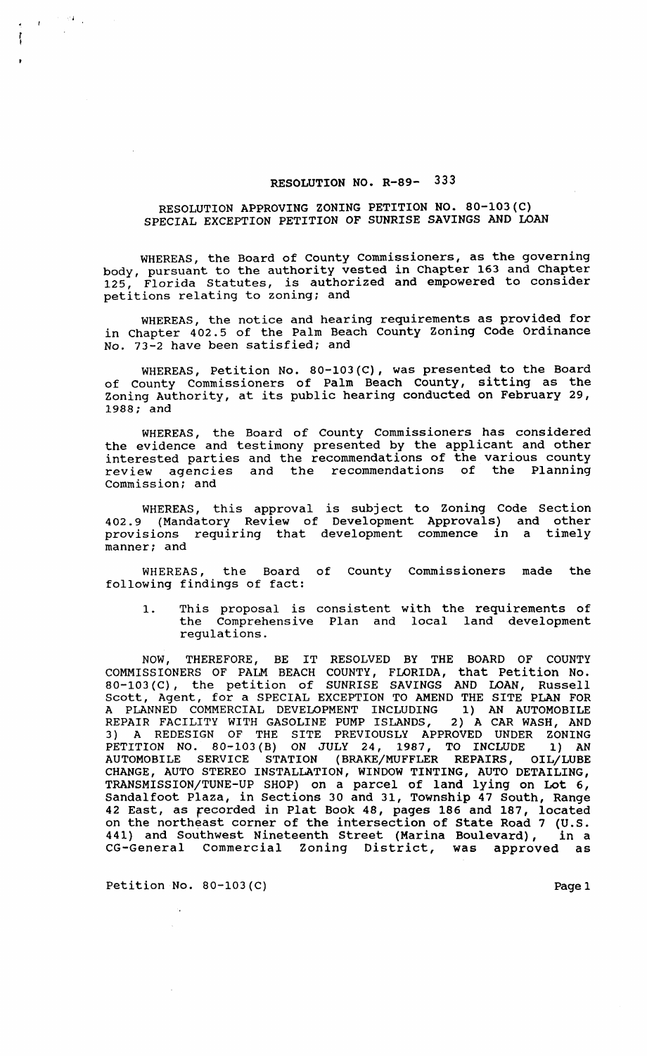# RESOLUTION NO. R-89- 333

## RESOLUTION APPROVING ZONING PETITION NO. 80-103(C) SPECIAL EXCEPTION PETITION OF SUNRISE SAVINGS AND LOAN

WHEREAS, the Board of County Commissioners, as the governing body, pursuant to the authority vested in Chapter 163 and Chapter 125, Florida Statutes, is authorized and empowered to consider petitions relating to zoning; and

WHEREAS, the notice and hearing requirements as provided for in Chapter 402.5 of the Palm Beach County Zoning Code Ordinance No. 73-2 have been satisfied; and

WHEREAS, Petition No. 80-103(C), was presented to the Board of County Commissioners of Palm Beach County, sitting as the Zoning Authority, at its public hearing conducted on February 29, 1988; and

WHEREAS, the Board of County Commissioners has considered the evidence and testimony presented by the applicant and other interested parties and the recommendations of the various county review agencies and the recommendations of the Planning Commission; and

WHEREAS, this approval is subject to Zoning Code Section 402.9 (Mandatory Review of Development Approvals) and other provisions requiring that development commence in a timely manner; and

WHEREAS, the Board of County Commissioners made the following findings of fact:

1. This proposal is consistent with the requirements of the Comprehensive Plan and local land development regulations.

NOW, THEREFORE, BE IT RESOLVED BY THE BOARD OF COUNTY COMMISSIONERS OF PALM BEACH COUNTY, FLORIDA, that Petition No. 80-103(C), the petition of SUNRISE SAVINGS AND LOAN, Russell Scott, Agent, for a SPECIAL EXCEPTION TO AMEND THE SITE PLAN FOR A PLANNED COMMERCIAL DEVELOPMENT INCLUDING 1) AN AUTOMOBILE REPAIR FACILITY WITH GASOLINE PUMP ISLANDS, 2) A CAR WASH, AND 3) A REDESIGN OF THE SITE PREVIOUSLY APPROVED UNDER ZONING PETITION NO. 80-103(B) ON JULY 24, 1987, TO INCLUDE 1) AN AUTOMOBILE SERVICE STATION (BRAKE/MUFFLER REPAIRS, OIL/LUBE CHANGE, AUTO STEREO INSTALLATION, WINDOW TINTING, AUTO DETAILING, TRANSMISSION/TUNE-UP SHOP) on a parcel of land lying on Lot 6, Sandalfoot Plaza, in Sections 30 and 31, Township 47 South, Range 42 East, as recorded in Plat Book 48, pages 186 and 187, located on the northeast corner of the intersection of State Road 7 (U.S. 441) and Southwest Nineteenth Street (Marina Boulevard), in a CG-General Commercial Zoning District, was approved as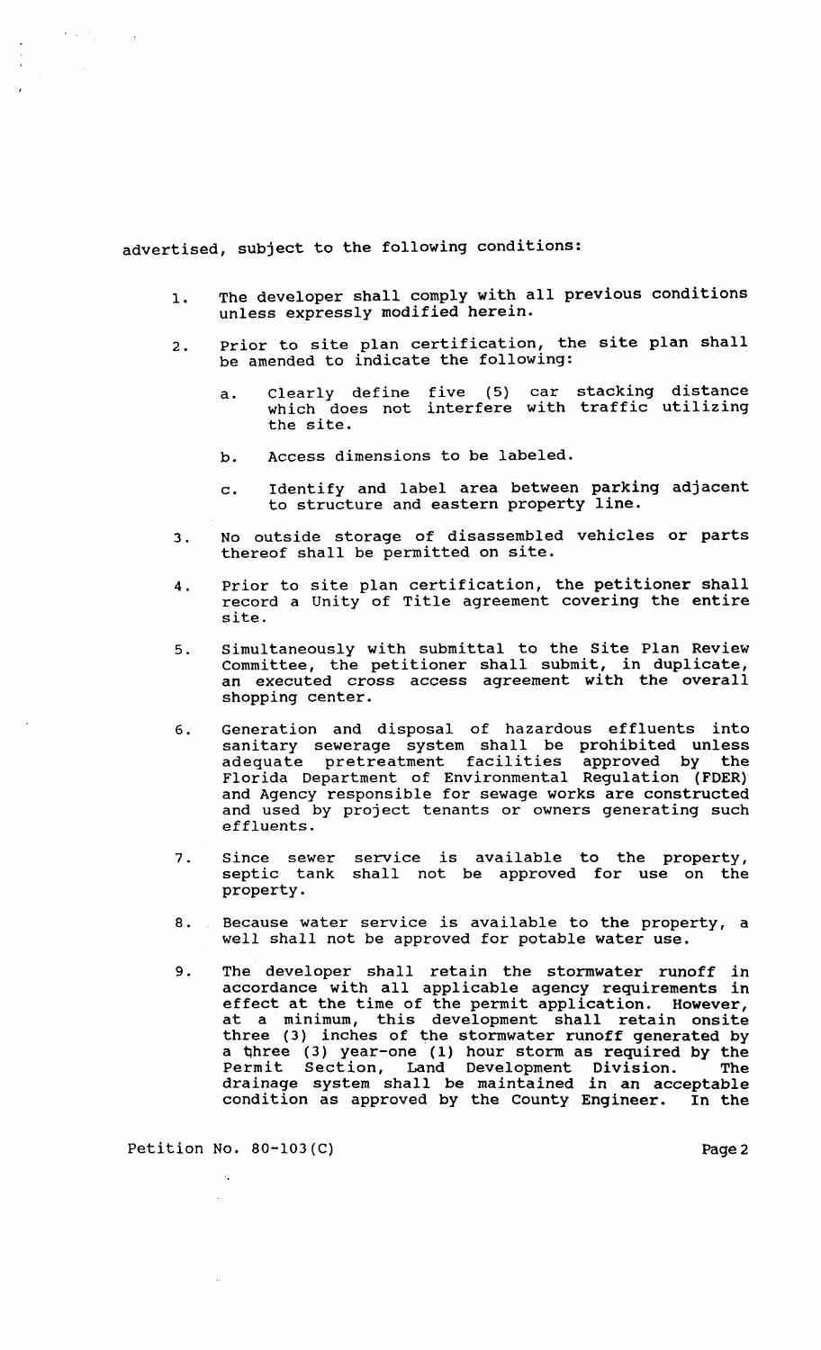advertised, subject to the following conditions:

1. The developer shall comply with all previous conditions unless expressly modified herein.

2. Prior to site plan certification, the site plan shall be amended to indicate the following:

   a. Clearly define five (5) car stacking distance which does not interfere with traffic utilizing the site.

   b. Access dimensions to be labeled.

   c. Identify and label area between parking adjacent to structure and eastern property line.

3. No outside storage of disassembled vehicles or parts thereof shall be permitted on site.

4. Prior to site plan certification, the petitioner shall record a Unity of Title agreement covering the entire site.

5. Simultaneously with submittal to the Site Plan Review Committee, the petitioner shall submit, in duplicate, an executed cross access agreement with the overall shopping center.

6. Generation and disposal of hazardous effluents into sanitary sewerage system shall be prohibited unless adequate pretreatment facilities approved by the Florida Department of Environmental Regulation (FDER) and Agency responsible for sewage works are constructed and used by project tenants or owners generating such effluents.

7. Since sewer service is available to the property, septic tank shall not be approved for use on the property.

8. Because water service is available to the property, a well shall not be approved for potable water use.

9. The developer shall retain the stormwater runoff in accordance with all applicable agency requirements in effect at the time of the permit application. However, at a minimum, this development shall retain onsite three (3) inches of the stormwater runoff generated by a three (3) year-one (1) hour storm as required by the Permit Section, Land Development Division. The drainage system shall be maintained in an acceptable condition as approved by the County Engineer. In the

Petition No. 80-103(C)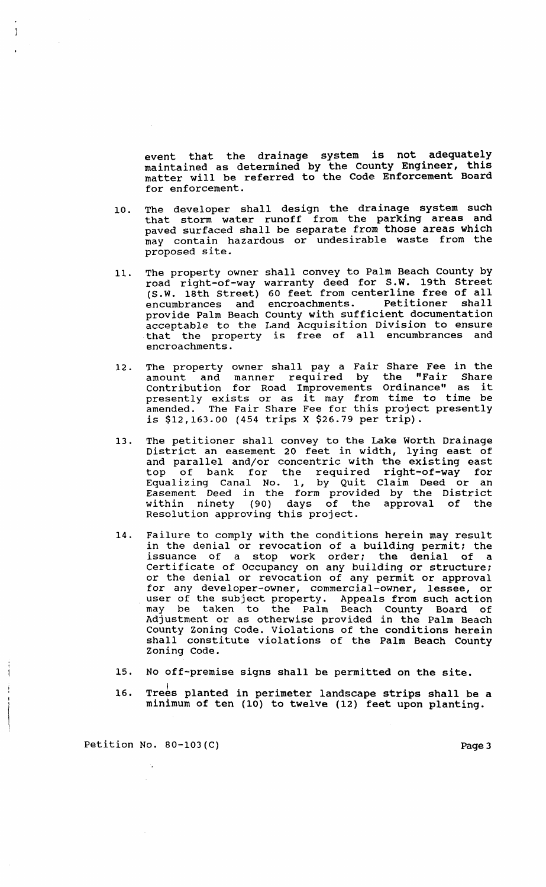event that the drainage system is not adequately maintained as determined by the County Engineer, this matter will be referred to the Code Enforcement Board for enforcement.

10. The developer shall design the drainage system such that storm water runoff from the parking areas and paved surfaced shall be separate from those areas which may contain hazardous or undesirable waste from the proposed site.

11. The property owner shall convey to Palm Beach County by road right-of-way warranty deed for S.W. 19th Street (S.W. 18th Street) 60 feet from centerline free of all encumbrances and encroachments. Petitioner shall provide Palm Beach County with sufficient documentation acceptable to the Land Acquisition Division to ensure that the property is free of all encumbrances and encroachments.

12. The property owner shall pay a Fair Share Fee in the amount and manner required by the "Fair Share Contribution for Road Improvements Ordinance" as it presently exists or as it may from time to time be amended. The Fair Share Fee for this project presently is $12,163.00 (454 trips X $26.79 per trip).

13. The petitioner shall convey to the Lake Worth Drainage District an easement 20 feet in width, lying east of and parallel and/or concentric with the existing east top of bank for the required right-of-way for Equalizing Canal No. 1, by Quit Claim Deed or an Easement Deed in the form provided by the District within ninety (90) days of the approval of the Resolution approving this project.

14. Failure to comply with the conditions herein may result in the denial or revocation of a building permit; the issuance of a stop work order; the denial of a Certificate of Occupancy on any building or structure; or the denial or revocation of any permit or approval for any developer-owner, commercial-owner, lessee, or user of the subject property. Appeals from such action may be taken to the Palm Beach County Board of Adjustment or as otherwise provided in the Palm Beach County Zoning Code. Violations of the conditions herein shall constitute violations of the Palm Beach County Zoning Code.

15. No off-premise signs shall be permitted on the site.

16. Trees planted in perimeter landscape strips shall be a minimum of ten (10) to twelve (12) feet upon planting.

Petition No. 80-103(C)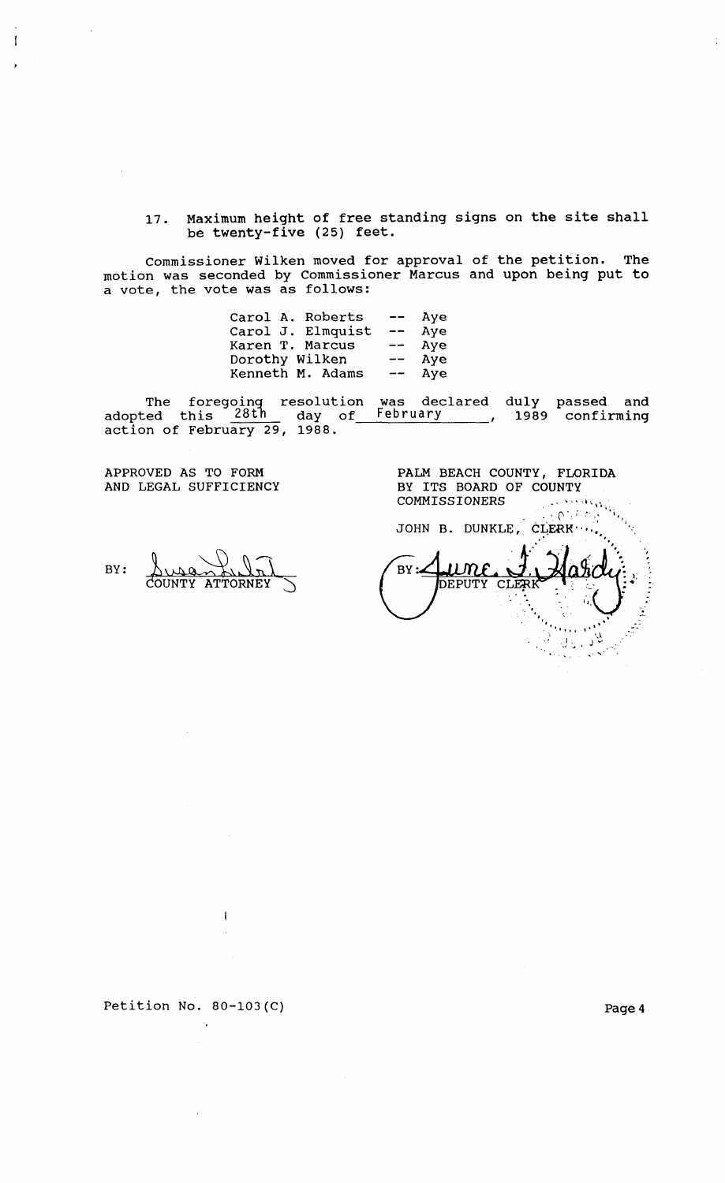17. Maximum height of free standing signs on the site shall be twenty-five (25) feet.

Commissioner Wilken moved for approval of the petition. The motion was seconded by Commissioner Marcus and upon being put to a vote, the vote was as follows:

| | | |
|---|---|---|
| Carol A. Roberts | -- | Aye |
| Carol J. Elmquist | -- | Aye |
| Karen T. Marcus | -- | Aye |
| Dorothy Wilken | -- | Aye |
| Kenneth M. Adams | -- | Aye |

The foregoing resolution was declared duly passed and adopted this 28th day of February, 1989 confirming action of February 29, 1988.

APPROVED AS TO FORM
AND LEGAL SUFFICIENCY

BY: COUNTY ATTORNEY

PALM BEACH COUNTY, FLORIDA
BY ITS BOARD OF COUNTY
COMMISSIONERS

JOHN B. DUNKLE, CLERK

BY: DEPUTY CLERK

Petition No. 80-103(C)